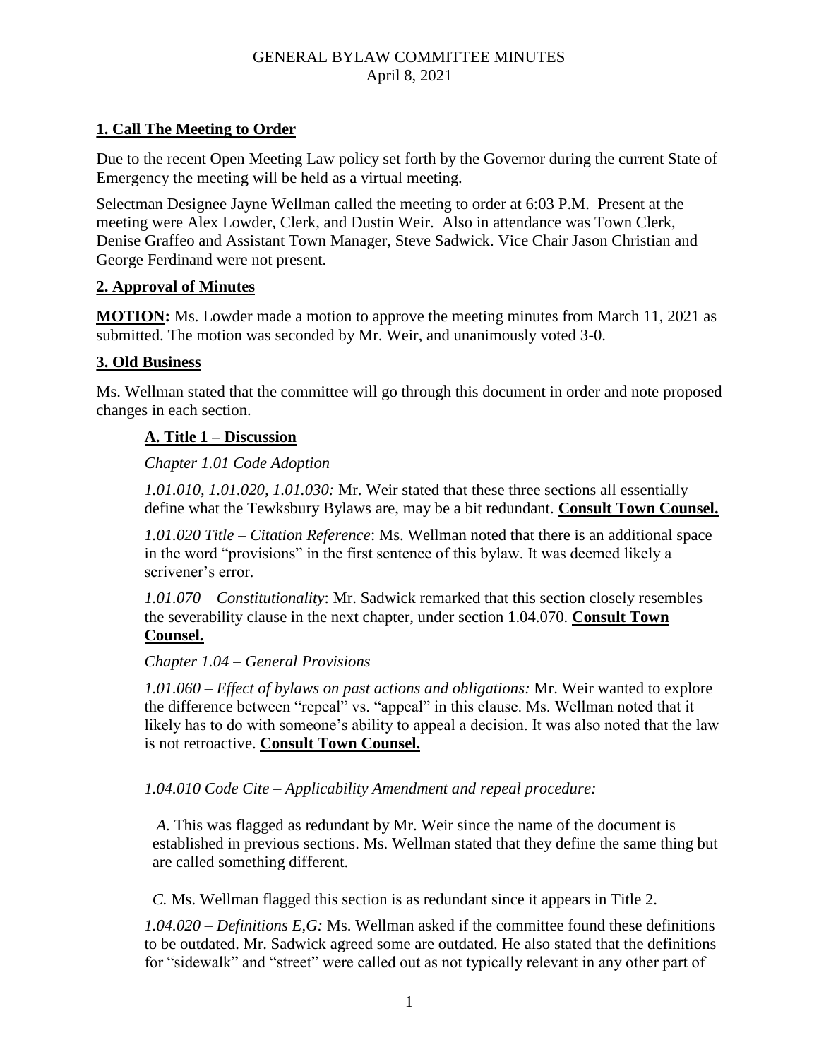# GENERAL BYLAW COMMITTEE MINUTES
April 8, 2021

## 1. Call The Meeting to Order

Due to the recent Open Meeting Law policy set forth by the Governor during the current State of Emergency the meeting will be held as a virtual meeting.

Selectman Designee Jayne Wellman called the meeting to order at 6:03 P.M. Present at the meeting were Alex Lowder, Clerk, and Dustin Weir. Also in attendance was Town Clerk, Denise Graffeo and Assistant Town Manager, Steve Sadwick. Vice Chair Jason Christian and George Ferdinand were not present.

## 2. Approval of Minutes

**MOTION:** Ms. Lowder made a motion to approve the meeting minutes from March 11, 2021 as submitted. The motion was seconded by Mr. Weir, and unanimously voted 3-0.

## 3. Old Business

Ms. Wellman stated that the committee will go through this document in order and note proposed changes in each section.

### A. Title 1 – Discussion

*Chapter 1.01 Code Adoption*

*1.01.010, 1.01.020, 1.01.030:* Mr. Weir stated that these three sections all essentially define what the Tewksbury Bylaws are, may be a bit redundant. **Consult Town Counsel.**

*1.01.020 Title – Citation Reference*: Ms. Wellman noted that there is an additional space in the word "provisions" in the first sentence of this bylaw. It was deemed likely a scrivener's error.

*1.01.070 – Constitutionality*: Mr. Sadwick remarked that this section closely resembles the severability clause in the next chapter, under section 1.04.070. **Consult Town Counsel.**

*Chapter 1.04 – General Provisions*

*1.01.060 – Effect of bylaws on past actions and obligations:* Mr. Weir wanted to explore the difference between "repeal" vs. "appeal" in this clause. Ms. Wellman noted that it likely has to do with someone's ability to appeal a decision. It was also noted that the law is not retroactive. **Consult Town Counsel.**

*1.04.010 Code Cite – Applicability Amendment and repeal procedure:*

*A.* This was flagged as redundant by Mr. Weir since the name of the document is established in previous sections. Ms. Wellman stated that they define the same thing but are called something different.

*C.* Ms. Wellman flagged this section is as redundant since it appears in Title 2.

*1.04.020 – Definitions E,G:* Ms. Wellman asked if the committee found these definitions to be outdated. Mr. Sadwick agreed some are outdated. He also stated that the definitions for "sidewalk" and "street" were called out as not typically relevant in any other part of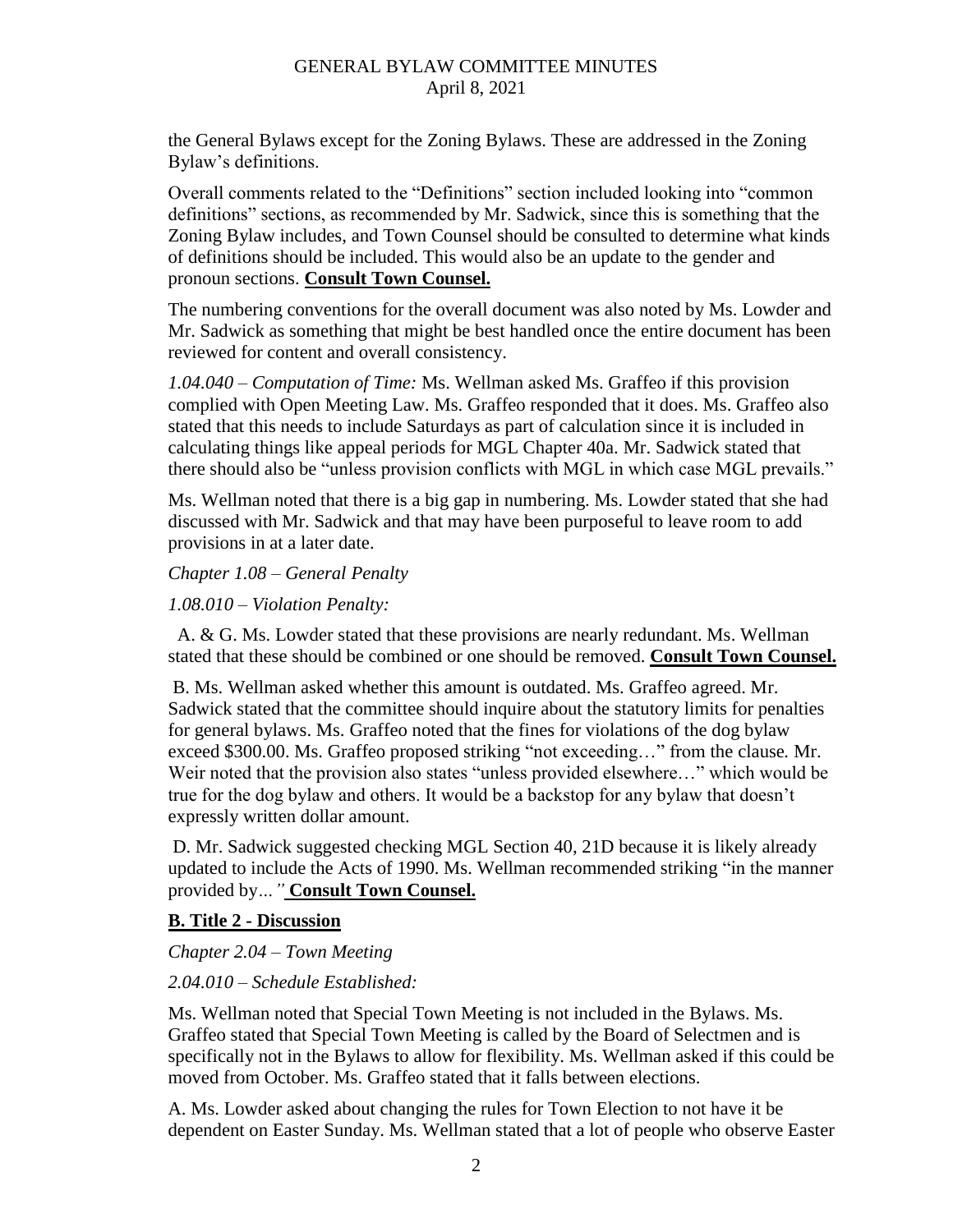the General Bylaws except for the Zoning Bylaws. These are addressed in the Zoning Bylaw's definitions.

Overall comments related to the "Definitions" section included looking into "common definitions" sections, as recommended by Mr. Sadwick, since this is something that the Zoning Bylaw includes, and Town Counsel should be consulted to determine what kinds of definitions should be included. This would also be an update to the gender and pronoun sections. **Consult Town Counsel.**

The numbering conventions for the overall document was also noted by Ms. Lowder and Mr. Sadwick as something that might be best handled once the entire document has been reviewed for content and overall consistency.

*1.04.040 – Computation of Time:* Ms. Wellman asked Ms. Graffeo if this provision complied with Open Meeting Law. Ms. Graffeo responded that it does. Ms. Graffeo also stated that this needs to include Saturdays as part of calculation since it is included in calculating things like appeal periods for MGL Chapter 40a. Mr. Sadwick stated that there should also be "unless provision conflicts with MGL in which case MGL prevails."

Ms. Wellman noted that there is a big gap in numbering. Ms. Lowder stated that she had discussed with Mr. Sadwick and that may have been purposeful to leave room to add provisions in at a later date.

*Chapter 1.08 – General Penalty*

*1.08.010 – Violation Penalty:*

A. & G. Ms. Lowder stated that these provisions are nearly redundant. Ms. Wellman stated that these should be combined or one should be removed. **Consult Town Counsel.**

B. Ms. Wellman asked whether this amount is outdated. Ms. Graffeo agreed. Mr. Sadwick stated that the committee should inquire about the statutory limits for penalties for general bylaws. Ms. Graffeo noted that the fines for violations of the dog bylaw exceed $300.00. Ms. Graffeo proposed striking "not exceeding…" from the clause. Mr. Weir noted that the provision also states "unless provided elsewhere…" which would be true for the dog bylaw and others. It would be a backstop for any bylaw that doesn't expressly written dollar amount.

D. Mr. Sadwick suggested checking MGL Section 40, 21D because it is likely already updated to include the Acts of 1990. Ms. Wellman recommended striking "in the manner provided by*..."* **Consult Town Counsel.**

## B. Title 2 - Discussion

*Chapter 2.04 – Town Meeting*

*2.04.010 – Schedule Established:*

Ms. Wellman noted that Special Town Meeting is not included in the Bylaws. Ms. Graffeo stated that Special Town Meeting is called by the Board of Selectmen and is specifically not in the Bylaws to allow for flexibility. Ms. Wellman asked if this could be moved from October. Ms. Graffeo stated that it falls between elections.

A. Ms. Lowder asked about changing the rules for Town Election to not have it be dependent on Easter Sunday. Ms. Wellman stated that a lot of people who observe Easter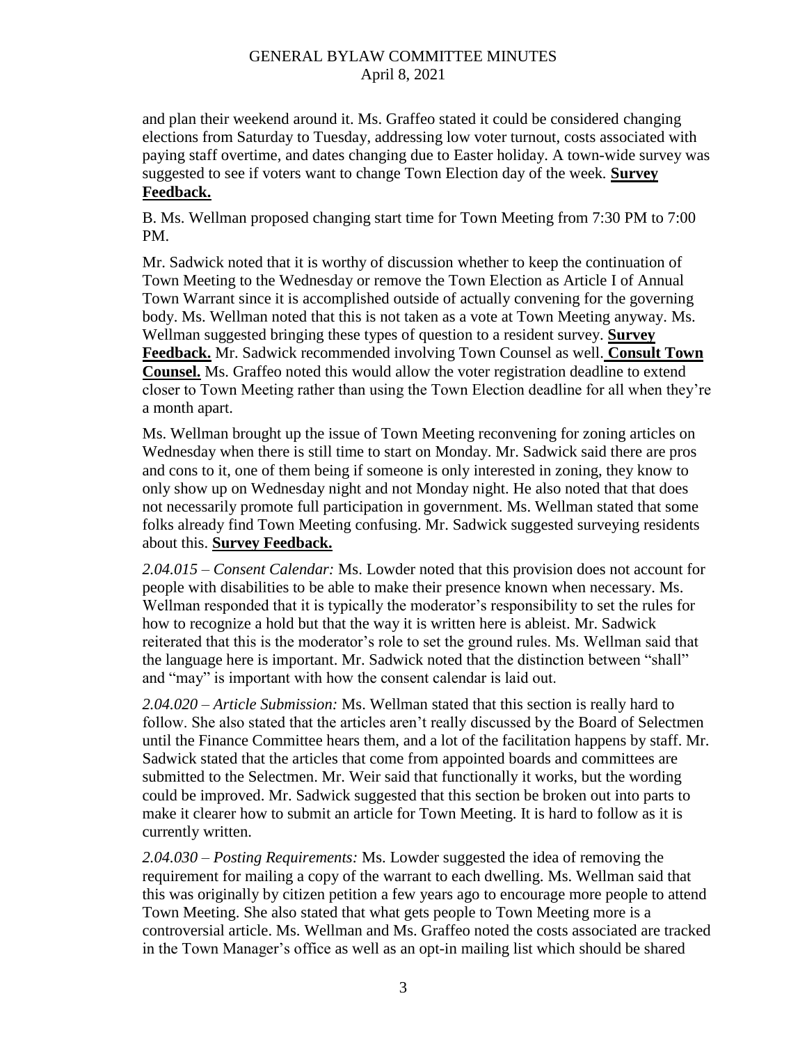and plan their weekend around it. Ms. Graffeo stated it could be considered changing elections from Saturday to Tuesday, addressing low voter turnout, costs associated with paying staff overtime, and dates changing due to Easter holiday. A town-wide survey was suggested to see if voters want to change Town Election day of the week. **Survey Feedback.**

B. Ms. Wellman proposed changing start time for Town Meeting from 7:30 PM to 7:00 PM.

Mr. Sadwick noted that it is worthy of discussion whether to keep the continuation of Town Meeting to the Wednesday or remove the Town Election as Article I of Annual Town Warrant since it is accomplished outside of actually convening for the governing body. Ms. Wellman noted that this is not taken as a vote at Town Meeting anyway. Ms. Wellman suggested bringing these types of question to a resident survey. **Survey Feedback.** Mr. Sadwick recommended involving Town Counsel as well. **Consult Town Counsel.** Ms. Graffeo noted this would allow the voter registration deadline to extend closer to Town Meeting rather than using the Town Election deadline for all when they're a month apart.

Ms. Wellman brought up the issue of Town Meeting reconvening for zoning articles on Wednesday when there is still time to start on Monday. Mr. Sadwick said there are pros and cons to it, one of them being if someone is only interested in zoning, they know to only show up on Wednesday night and not Monday night. He also noted that that does not necessarily promote full participation in government. Ms. Wellman stated that some folks already find Town Meeting confusing. Mr. Sadwick suggested surveying residents about this. **Survey Feedback.**

*2.04.015 – Consent Calendar:* Ms. Lowder noted that this provision does not account for people with disabilities to be able to make their presence known when necessary. Ms. Wellman responded that it is typically the moderator's responsibility to set the rules for how to recognize a hold but that the way it is written here is ableist. Mr. Sadwick reiterated that this is the moderator's role to set the ground rules. Ms. Wellman said that the language here is important. Mr. Sadwick noted that the distinction between "shall" and "may" is important with how the consent calendar is laid out.

*2.04.020 – Article Submission:* Ms. Wellman stated that this section is really hard to follow. She also stated that the articles aren't really discussed by the Board of Selectmen until the Finance Committee hears them, and a lot of the facilitation happens by staff. Mr. Sadwick stated that the articles that come from appointed boards and committees are submitted to the Selectmen. Mr. Weir said that functionally it works, but the wording could be improved. Mr. Sadwick suggested that this section be broken out into parts to make it clearer how to submit an article for Town Meeting. It is hard to follow as it is currently written.

*2.04.030 – Posting Requirements:* Ms. Lowder suggested the idea of removing the requirement for mailing a copy of the warrant to each dwelling. Ms. Wellman said that this was originally by citizen petition a few years ago to encourage more people to attend Town Meeting. She also stated that what gets people to Town Meeting more is a controversial article. Ms. Wellman and Ms. Graffeo noted the costs associated are tracked in the Town Manager's office as well as an opt-in mailing list which should be shared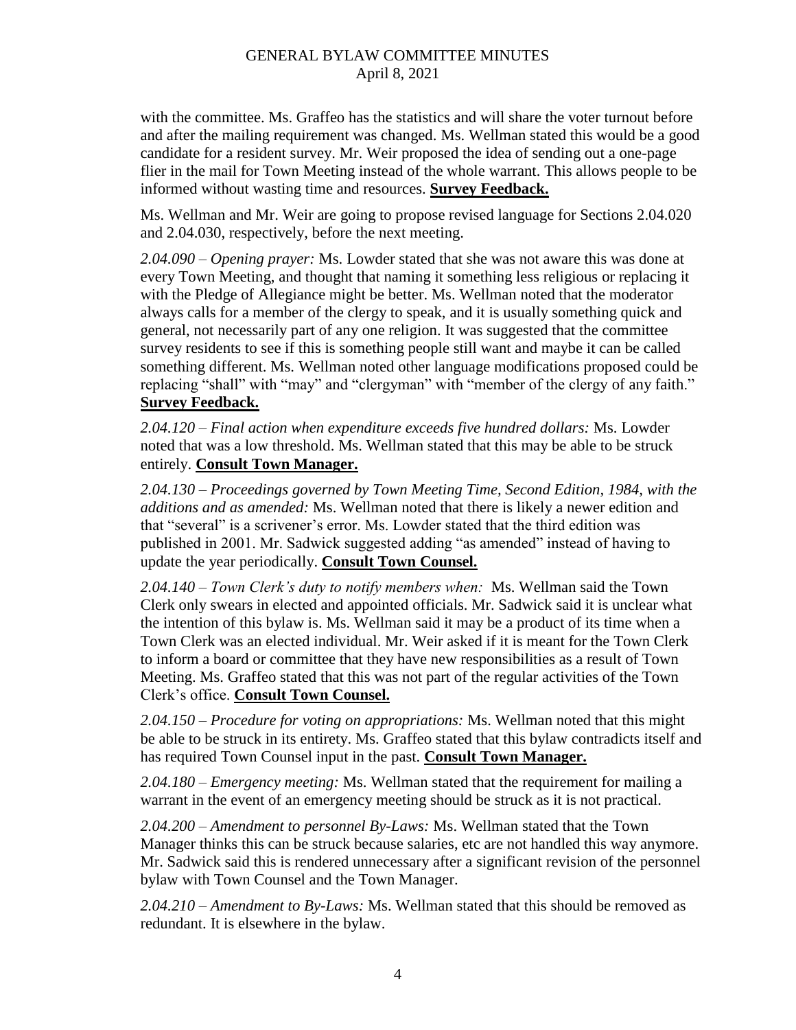with the committee. Ms. Graffeo has the statistics and will share the voter turnout before and after the mailing requirement was changed. Ms. Wellman stated this would be a good candidate for a resident survey. Mr. Weir proposed the idea of sending out a one-page flier in the mail for Town Meeting instead of the whole warrant. This allows people to be informed without wasting time and resources. **Survey Feedback.**

Ms. Wellman and Mr. Weir are going to propose revised language for Sections 2.04.020 and 2.04.030, respectively, before the next meeting.

*2.04.090 – Opening prayer:* Ms. Lowder stated that she was not aware this was done at every Town Meeting, and thought that naming it something less religious or replacing it with the Pledge of Allegiance might be better. Ms. Wellman noted that the moderator always calls for a member of the clergy to speak, and it is usually something quick and general, not necessarily part of any one religion. It was suggested that the committee survey residents to see if this is something people still want and maybe it can be called something different. Ms. Wellman noted other language modifications proposed could be replacing "shall" with "may" and "clergyman" with "member of the clergy of any faith." **Survey Feedback.**

*2.04.120 – Final action when expenditure exceeds five hundred dollars:* Ms. Lowder noted that was a low threshold. Ms. Wellman stated that this may be able to be struck entirely. **Consult Town Manager.**

*2.04.130 – Proceedings governed by Town Meeting Time, Second Edition, 1984, with the additions and as amended:* Ms. Wellman noted that there is likely a newer edition and that "several" is a scrivener's error. Ms. Lowder stated that the third edition was published in 2001. Mr. Sadwick suggested adding "as amended" instead of having to update the year periodically. **Consult Town Counsel.**

*2.04.140 – Town Clerk's duty to notify members when:* Ms. Wellman said the Town Clerk only swears in elected and appointed officials. Mr. Sadwick said it is unclear what the intention of this bylaw is. Ms. Wellman said it may be a product of its time when a Town Clerk was an elected individual. Mr. Weir asked if it is meant for the Town Clerk to inform a board or committee that they have new responsibilities as a result of Town Meeting. Ms. Graffeo stated that this was not part of the regular activities of the Town Clerk's office. **Consult Town Counsel.**

*2.04.150 – Procedure for voting on appropriations:* Ms. Wellman noted that this might be able to be struck in its entirety. Ms. Graffeo stated that this bylaw contradicts itself and has required Town Counsel input in the past. **Consult Town Manager.**

*2.04.180 – Emergency meeting:* Ms. Wellman stated that the requirement for mailing a warrant in the event of an emergency meeting should be struck as it is not practical.

*2.04.200 – Amendment to personnel By-Laws:* Ms. Wellman stated that the Town Manager thinks this can be struck because salaries, etc are not handled this way anymore. Mr. Sadwick said this is rendered unnecessary after a significant revision of the personnel bylaw with Town Counsel and the Town Manager.

*2.04.210 – Amendment to By-Laws:* Ms. Wellman stated that this should be removed as redundant. It is elsewhere in the bylaw.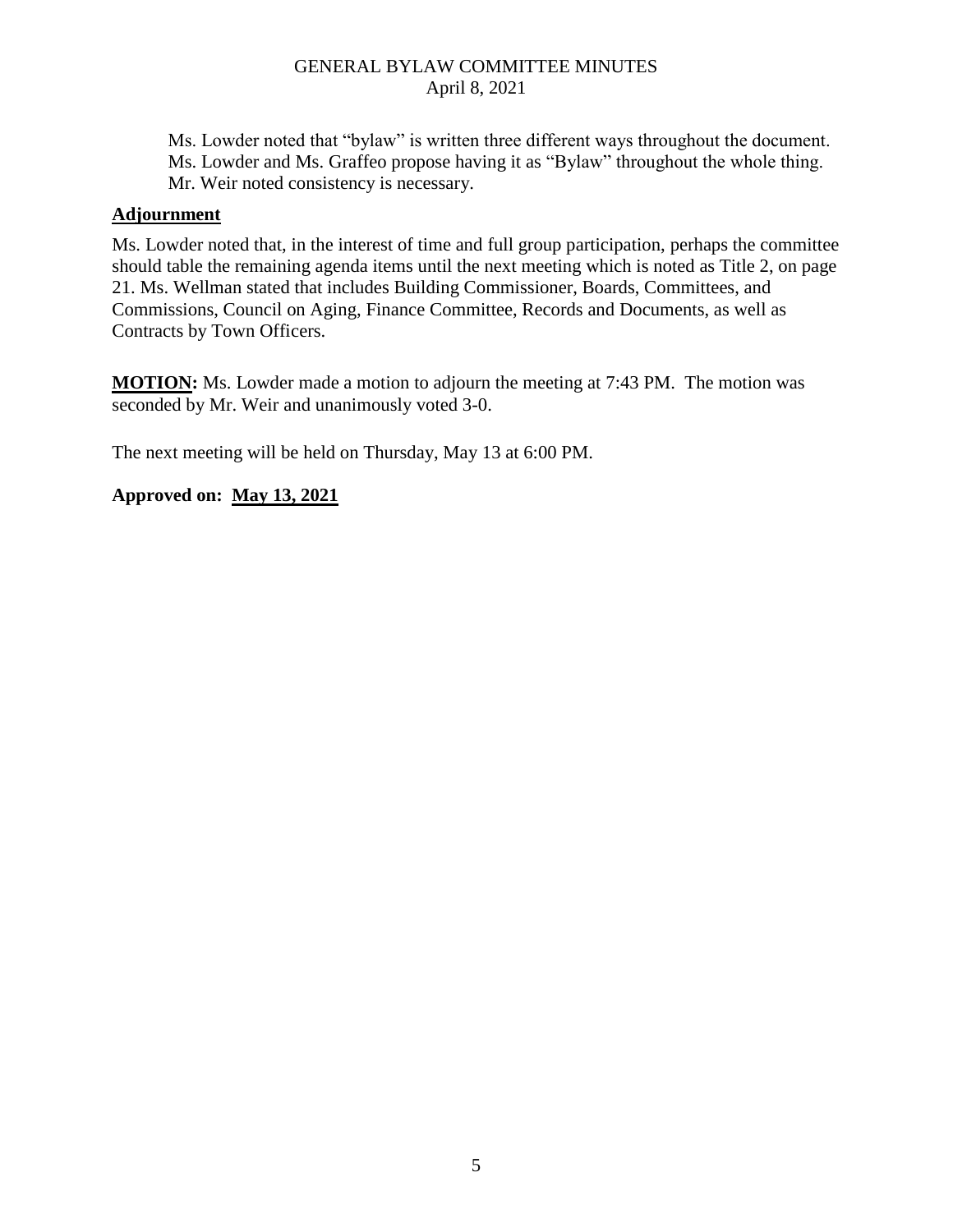Ms. Lowder noted that "bylaw" is written three different ways throughout the document. Ms. Lowder and Ms. Graffeo propose having it as "Bylaw" throughout the whole thing. Mr. Weir noted consistency is necessary.

## Adjournment

Ms. Lowder noted that, in the interest of time and full group participation, perhaps the committee should table the remaining agenda items until the next meeting which is noted as Title 2, on page 21. Ms. Wellman stated that includes Building Commissioner, Boards, Committees, and Commissions, Council on Aging, Finance Committee, Records and Documents, as well as Contracts by Town Officers.

**MOTION:** Ms. Lowder made a motion to adjourn the meeting at 7:43 PM. The motion was seconded by Mr. Weir and unanimously voted 3-0.

The next meeting will be held on Thursday, May 13 at 6:00 PM.

**Approved on: May 13, 2021**